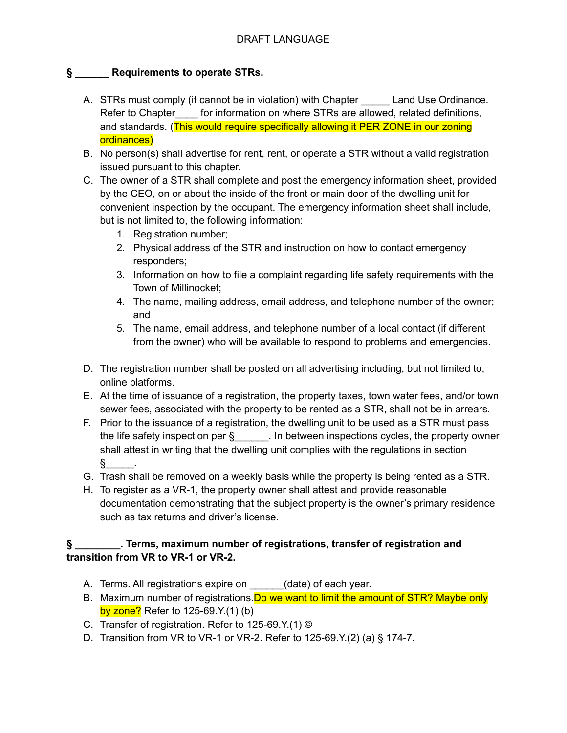DRAFT LANGUAGE

**§ ______ Requirements to operate STRs.**

A. STRs must comply (it cannot be in violation) with Chapter _____ Land Use Ordinance. Refer to Chapter____ for information on where STRs are allowed, related definitions, and standards. (This would require specifically allowing it PER ZONE in our zoning ordinances)
B. No person(s) shall advertise for rent, rent, or operate a STR without a valid registration issued pursuant to this chapter.
C. The owner of a STR shall complete and post the emergency information sheet, provided by the CEO, on or about the inside of the front or main door of the dwelling unit for convenient inspection by the occupant. The emergency information sheet shall include, but is not limited to, the following information:
   1. Registration number;
   2. Physical address of the STR and instruction on how to contact emergency responders;
   3. Information on how to file a complaint regarding life safety requirements with the Town of Millinocket;
   4. The name, mailing address, email address, and telephone number of the owner; and
   5. The name, email address, and telephone number of a local contact (if different from the owner) who will be available to respond to problems and emergencies.
D. The registration number shall be posted on all advertising including, but not limited to, online platforms.
E. At the time of issuance of a registration, the property taxes, town water fees, and/or town sewer fees, associated with the property to be rented as a STR, shall not be in arrears.
F. Prior to the issuance of a registration, the dwelling unit to be used as a STR must pass the life safety inspection per §______. In between inspections cycles, the property owner shall attest in writing that the dwelling unit complies with the regulations in section §_____.
G. Trash shall be removed on a weekly basis while the property is being rented as a STR.
H. To register as a VR-1, the property owner shall attest and provide reasonable documentation demonstrating that the subject property is the owner's primary residence such as tax returns and driver's license.

**§ ________. Terms, maximum number of registrations, transfer of registration and transition from VR to VR-1 or VR-2.**

A. Terms. All registrations expire on ______(date) of each year.
B. Maximum number of registrations. Do we want to limit the amount of STR? Maybe only by zone? Refer to 125-69.Y.(1) (b)
C. Transfer of registration. Refer to 125-69.Y.(1) ©
D. Transition from VR to VR-1 or VR-2. Refer to 125-69.Y.(2) (a) § 174-7.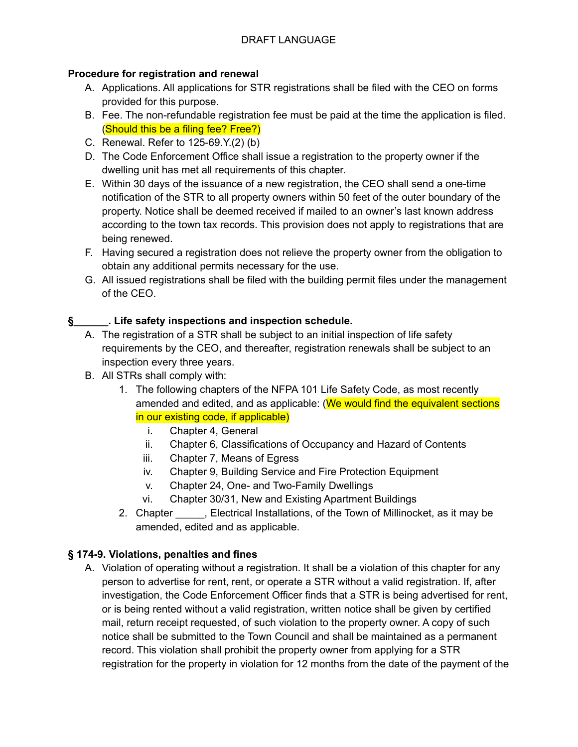DRAFT LANGUAGE

**Procedure for registration and renewal**

A. Applications. All applications for STR registrations shall be filed with the CEO on forms provided for this purpose.
B. Fee. The non-refundable registration fee must be paid at the time the application is filed. (Should this be a filing fee? Free?)
C. Renewal. Refer to 125-69.Y.(2) (b)
D. The Code Enforcement Office shall issue a registration to the property owner if the dwelling unit has met all requirements of this chapter.
E. Within 30 days of the issuance of a new registration, the CEO shall send a one-time notification of the STR to all property owners within 50 feet of the outer boundary of the property. Notice shall be deemed received if mailed to an owner's last known address according to the town tax records. This provision does not apply to registrations that are being renewed.
F. Having secured a registration does not relieve the property owner from the obligation to obtain any additional permits necessary for the use.
G. All issued registrations shall be filed with the building permit files under the management of the CEO.

**§______. Life safety inspections and inspection schedule.**

A. The registration of a STR shall be subject to an initial inspection of life safety requirements by the CEO, and thereafter, registration renewals shall be subject to an inspection every three years.
B. All STRs shall comply with:
   1. The following chapters of the NFPA 101 Life Safety Code, as most recently amended and edited, and as applicable: (We would find the equivalent sections in our existing code, if applicable)
      i. Chapter 4, General
      ii. Chapter 6, Classifications of Occupancy and Hazard of Contents
      iii. Chapter 7, Means of Egress
      iv. Chapter 9, Building Service and Fire Protection Equipment
      v. Chapter 24, One- and Two-Family Dwellings
      vi. Chapter 30/31, New and Existing Apartment Buildings
   2. Chapter _____, Electrical Installations, of the Town of Millinocket, as it may be amended, edited and as applicable.

**§ 174-9. Violations, penalties and fines**

A. Violation of operating without a registration. It shall be a violation of this chapter for any person to advertise for rent, rent, or operate a STR without a valid registration. If, after investigation, the Code Enforcement Officer finds that a STR is being advertised for rent, or is being rented without a valid registration, written notice shall be given by certified mail, return receipt requested, of such violation to the property owner. A copy of such notice shall be submitted to the Town Council and shall be maintained as a permanent record. This violation shall prohibit the property owner from applying for a STR registration for the property in violation for 12 months from the date of the payment of the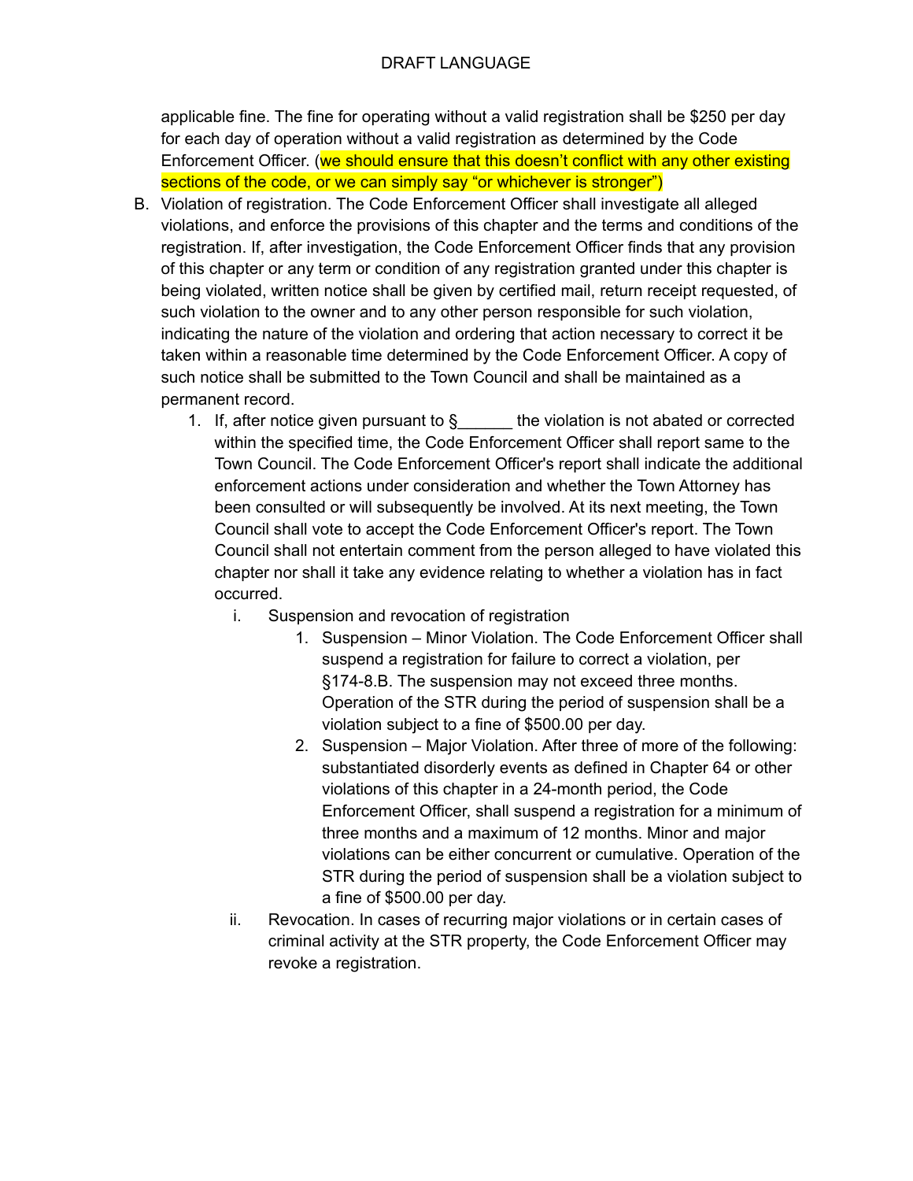applicable fine. The fine for operating without a valid registration shall be $250 per day for each day of operation without a valid registration as determined by the Code Enforcement Officer. (we should ensure that this doesn't conflict with any other existing sections of the code, or we can simply say "or whichever is stronger")

B. Violation of registration. The Code Enforcement Officer shall investigate all alleged violations, and enforce the provisions of this chapter and the terms and conditions of the registration. If, after investigation, the Code Enforcement Officer finds that any provision of this chapter or any term or condition of any registration granted under this chapter is being violated, written notice shall be given by certified mail, return receipt requested, of such violation to the owner and to any other person responsible for such violation, indicating the nature of the violation and ordering that action necessary to correct it be taken within a reasonable time determined by the Code Enforcement Officer. A copy of such notice shall be submitted to the Town Council and shall be maintained as a permanent record.

   1. If, after notice given pursuant to §______ the violation is not abated or corrected within the specified time, the Code Enforcement Officer shall report same to the Town Council. The Code Enforcement Officer's report shall indicate the additional enforcement actions under consideration and whether the Town Attorney has been consulted or will subsequently be involved. At its next meeting, the Town Council shall vote to accept the Code Enforcement Officer's report. The Town Council shall not entertain comment from the person alleged to have violated this chapter nor shall it take any evidence relating to whether a violation has in fact occurred.

      i. Suspension and revocation of registration

         1. Suspension – Minor Violation. The Code Enforcement Officer shall suspend a registration for failure to correct a violation, per §174-8.B. The suspension may not exceed three months. Operation of the STR during the period of suspension shall be a violation subject to a fine of $500.00 per day.

         2. Suspension – Major Violation. After three of more of the following: substantiated disorderly events as defined in Chapter 64 or other violations of this chapter in a 24-month period, the Code Enforcement Officer, shall suspend a registration for a minimum of three months and a maximum of 12 months. Minor and major violations can be either concurrent or cumulative. Operation of the STR during the period of suspension shall be a violation subject to a fine of $500.00 per day.

      ii. Revocation. In cases of recurring major violations or in certain cases of criminal activity at the STR property, the Code Enforcement Officer may revoke a registration.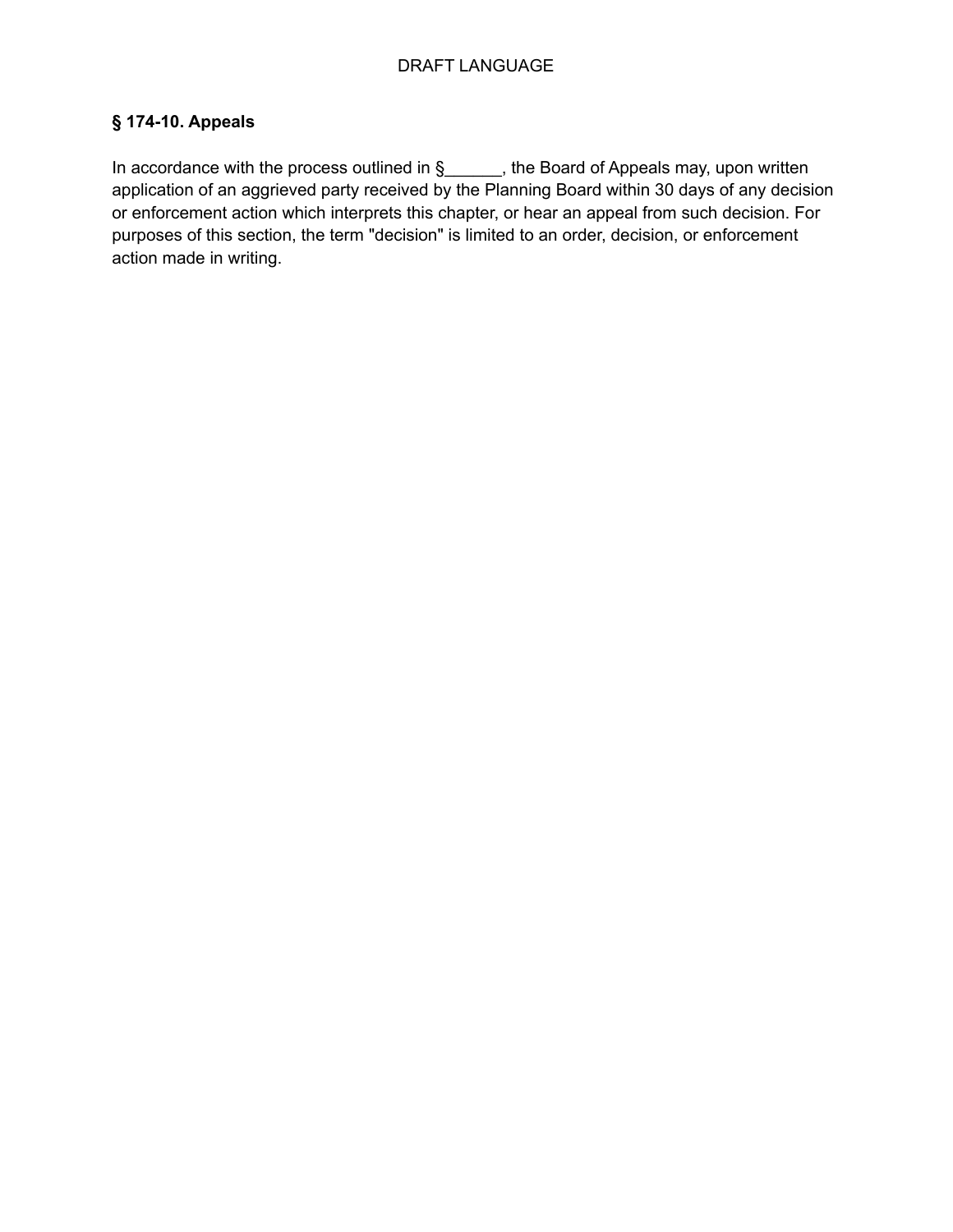**§ 174-10. Appeals**

In accordance with the process outlined in §______, the Board of Appeals may, upon written application of an aggrieved party received by the Planning Board within 30 days of any decision or enforcement action which interprets this chapter, or hear an appeal from such decision. For purposes of this section, the term "decision" is limited to an order, decision, or enforcement action made in writing.